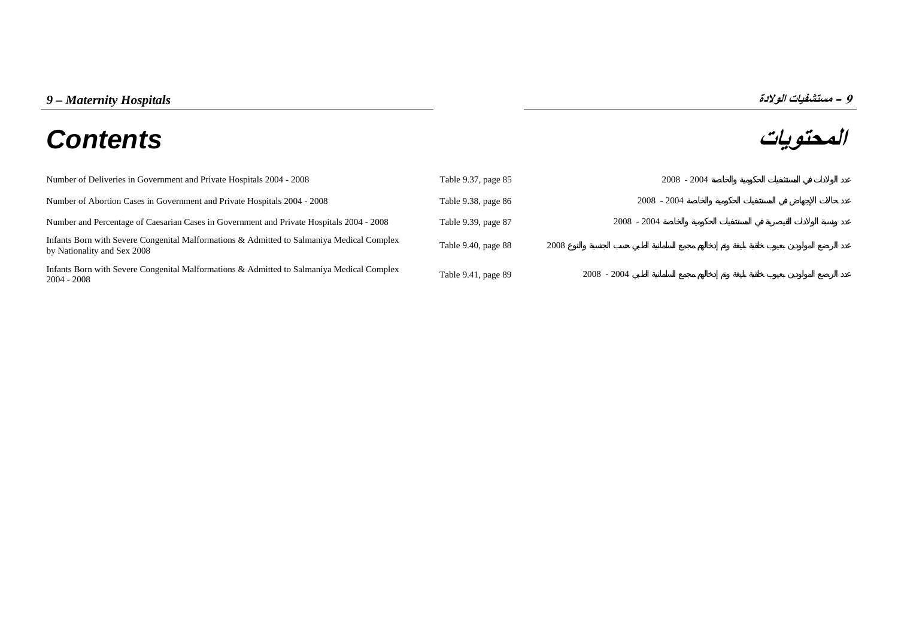## 9 – Maternity Hospitals

## 9 – مستشفيات الولادة

# Contents

# المحتويات

| | | |
|---|---|---|
| Number of Deliveries in Government and Private Hospitals 2004 - 2008 | Table 9.37, page 85 | عدد الولادات في المستشفيات الحكومية والخاصة 2004 - 2008 |
| Number of Abortion Cases in Government and Private Hospitals 2004 - 2008 | Table 9.38, page 86 | عدد حالات الإجهاض في المستشفيات الحكومية والخاصة 2004 - 2008 |
| Number and Percentage of Caesarian Cases in Government and Private Hospitals 2004 - 2008 | Table 9.39, page 87 | عدد ونسبة الولادات القيصرية في المستشفيات الحكومية والخاصة 2004 - 2008 |
| Infants Born with Severe Congenital Malformations & Admitted to Salmaniya Medical Complex by Nationality and Sex 2008 | Table 9.40, page 88 | عدد الرضع المولودين بعيوب خلقية بليغة وتم إدخالهم مجمع السلمانية الطبي حسب الجنسية والنوع 2008 |
| Infants Born with Severe Congenital Malformations & Admitted to Salmaniya Medical Complex 2004 - 2008 | Table 9.41, page 89 | عدد الرضع المولودين بعيوب خلقية بليغة وتم إدخالهم مجمع السلمانية الطبي 2004 - 2008 |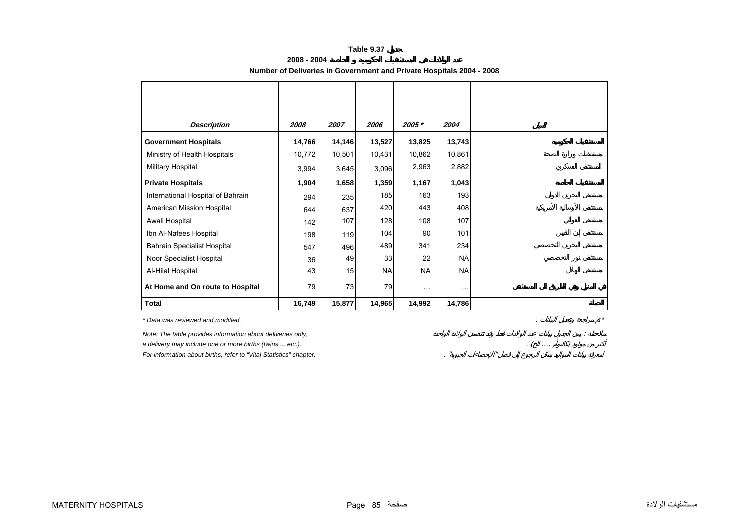**Table 9.37 جدول**

**عدد الولادات في المستشفيات الحكومية و الخاصة 2004 - 2008**

**Number of Deliveries in Government and Private Hospitals 2004 - 2008**

| *Description* | *2008* | *2007* | *2006* | *2005 \** | *2004* | البيان |
|---|---|---|---|---|---|---|
| **Government Hospitals** | **14,766** | **14,146** | **13,527** | **13,825** | **13,743** | **المستشفيات الحكومية** |
| Ministry of Health Hospitals | 10,772 | 10,501 | 10,431 | 10,862 | 10,861 | مستشفيات وزارة الصحة |
| Military Hospital | 3,994 | 3,645 | 3,096 | 2,963 | 2,882 | المستشفى العسكري |
| **Private Hospitals** | **1,904** | **1,658** | **1,359** | **1,167** | **1,043** | **المستشفيات الخاصة** |
| International Hospital of Bahrain | 294 | 235 | 185 | 163 | 193 | مستشفى البحرين الدولي |
| American Mission Hospital | 644 | 637 | 420 | 443 | 408 | مستشفى الإرسالية الأمريكية |
| Awali Hospital | 142 | 107 | 128 | 108 | 107 | مستشفى العوالي |
| Ibn Al-Nafees Hospital | 198 | 119 | 104 | 90 | 101 | مستشفى إبن النفيس |
| Bahrain Specialist Hospital | 547 | 496 | 489 | 341 | 234 | مستشفى البحرين التخصصي |
| Noor Specialist Hospital | 36 | 49 | 33 | 22 | NA | مستشفى نور التخصصي |
| Al-Hilal Hospital | 43 | 15 | NA | NA | NA | مستشفى الهلال |
| **At Home and On route to Hospital** | 79 | 73 | 79 | … | … | **في المنزل وفي الطريق إلى المستشفى** |
| **Total** | **16,749** | **15,877** | **14,965** | **14,992** | **14,786** | **الجملة** |

*\* Data was reviewed and modified.* — \* تم مراجعة وتعديل البيانات .

*Note: The table provides information about deliveries only,* — ملاحظة : يبين الجدول بيانات عدد الولادات فقط وقد تتضمن الولادة الواحدة

*a delivery may include one or more births (twins ... etc.).* — أكثر من مولود (كالتوأم .... الخ) .

*For information about births, refer to "Vital Statistics" chapter.* — لمعرفة بيانات المواليد يمكن الرجوع إلى فصل "الاحصاءات الحيوية" .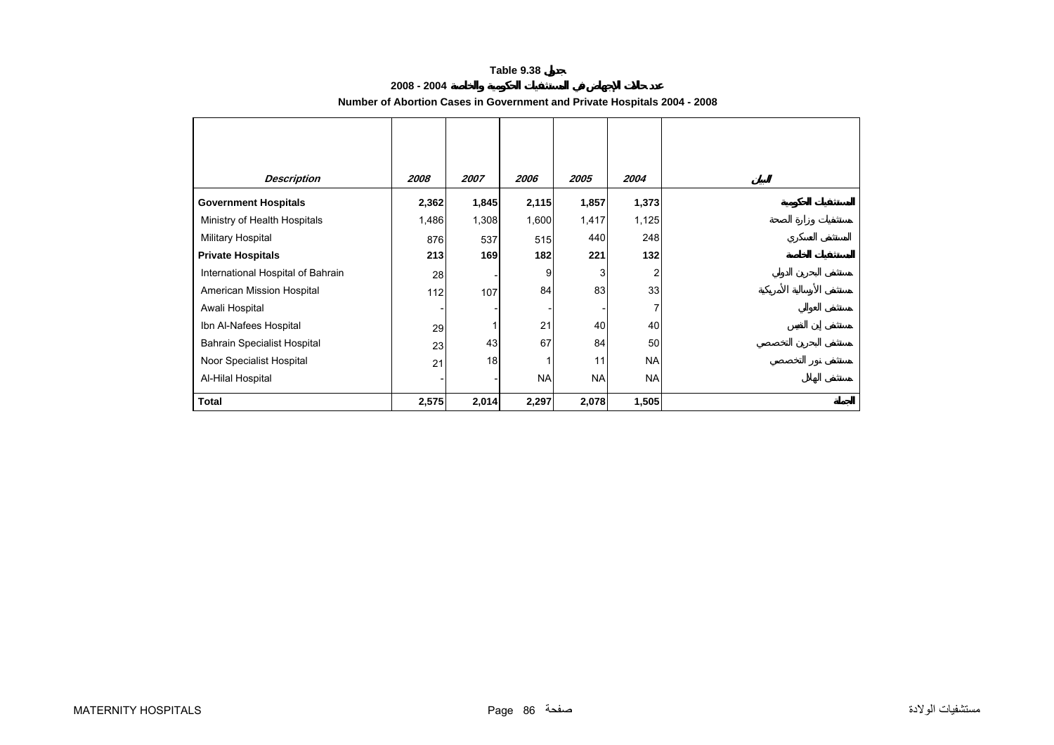**Table 9.38 جدول**

**عدد حالات الإجهاض في المستشفيات الحكومية والخاصة 2004 - 2008**

**Number of Abortion Cases in Government and Private Hospitals 2004 - 2008**

| *Description* | *2008* | *2007* | *2006* | *2005* | *2004* | البيان |
|---|---|---|---|---|---|---|
| **Government Hospitals** | **2,362** | **1,845** | **2,115** | **1,857** | **1,373** | **المستشفيات الحكومية** |
| Ministry of Health Hospitals | 1,486 | 1,308 | 1,600 | 1,417 | 1,125 | مستشفيات وزارة الصحة |
| Military Hospital | 876 | 537 | 515 | 440 | 248 | المستشفى العسكري |
| **Private Hospitals** | **213** | **169** | **182** | **221** | **132** | **المستشفيات الخاصة** |
| International Hospital of Bahrain | 28 | - | 9 | 3 | 2 | مستشفى البحرين الدولي |
| American Mission Hospital | 112 | 107 | 84 | 83 | 33 | مستشفى الأرسالية الأمريكية |
| Awali Hospital | - | - | - | - | 7 | مستشفى العوالي |
| Ibn Al-Nafees Hospital | 29 | 1 | 21 | 40 | 40 | مستشفى إبن النفيس |
| Bahrain Specialist Hospital | 23 | 43 | 67 | 84 | 50 | مستشفى البحرين التخصصي |
| Noor Specialist Hospital | 21 | 18 | 1 | 11 | NA | مستشفى نور التخصصي |
| Al-Hilal Hospital | - | - | NA | NA | NA | مستشفى الهلال |
| **Total** | **2,575** | **2,014** | **2,297** | **2,078** | **1,505** | **الجملة** |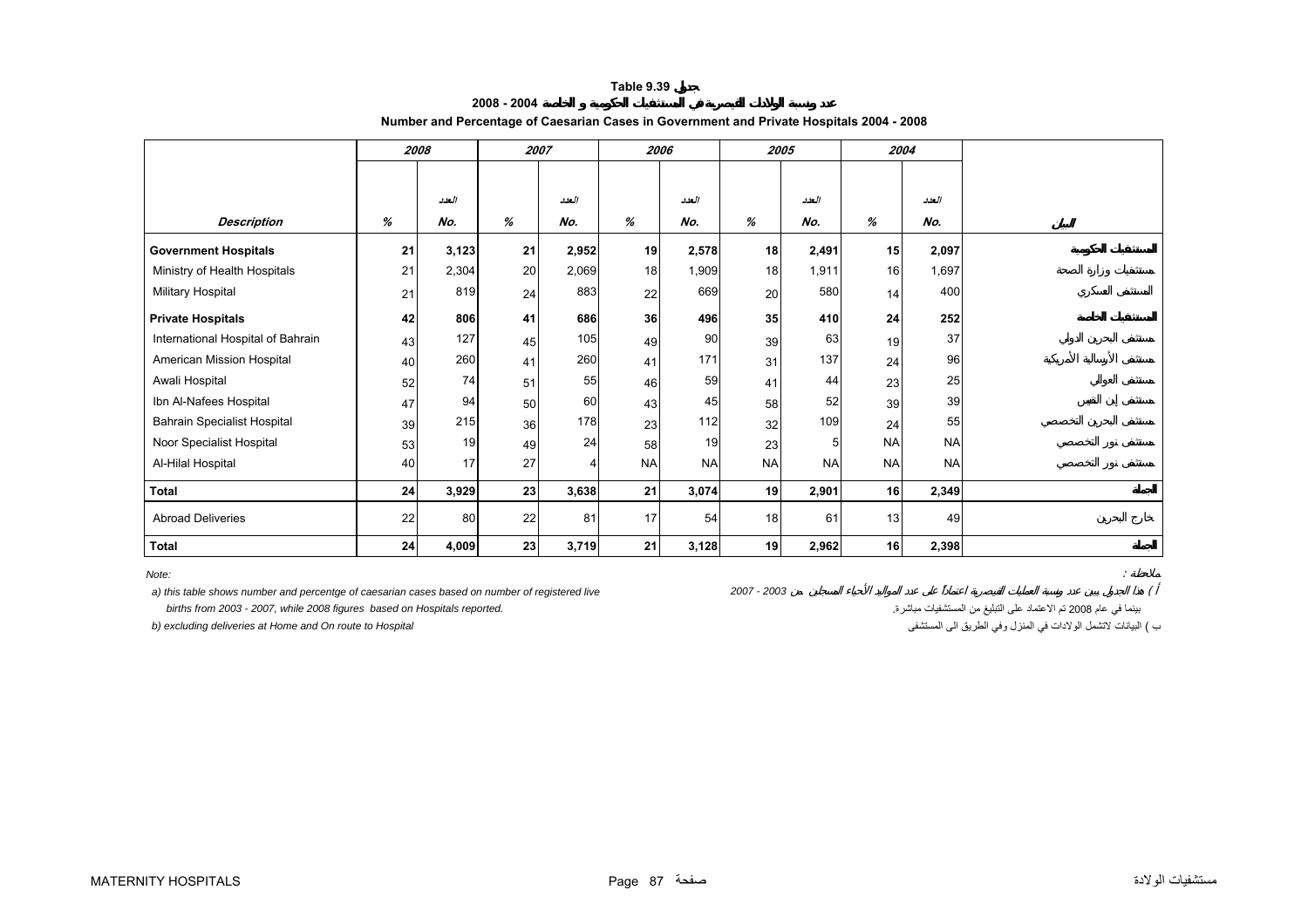**Table 9.39 جدول**

**عدد ونسبة الولادات القيصرية في المستشفيات الحكومية و الخاصة 2004 - 2008**

**Number and Percentage of Caesarian Cases in Government and Private Hospitals 2004 - 2008**

| | 2008 | | 2007 | | 2006 | | 2005 | | 2004 | | |
|---|---|---|---|---|---|---|---|---|---|---|---|
| | | العدد | | العدد | | العدد | | العدد | | العدد | |
| *Description* | *%* | *No.* | *%* | *No.* | *%* | *No.* | *%* | *No.* | *%* | *No.* | البيان |
| **Government Hospitals** | **21** | **3,123** | **21** | **2,952** | **19** | **2,578** | **18** | **2,491** | **15** | **2,097** | **المستشفيات الحكومية** |
| Ministry of Health Hospitals | 21 | 2,304 | 20 | 2,069 | 18 | 1,909 | 18 | 1,911 | 16 | 1,697 | مستشفيات وزارة الصحة |
| Military Hospital | 21 | 819 | 24 | 883 | 22 | 669 | 20 | 580 | 14 | 400 | المستشفى العسكري |
| **Private Hospitals** | **42** | **806** | **41** | **686** | **36** | **496** | **35** | **410** | **24** | **252** | **المستشفيات الخاصة** |
| International Hospital of Bahrain | 43 | 127 | 45 | 105 | 49 | 90 | 39 | 63 | 19 | 37 | مستشفى البحرين الدولي |
| American Mission Hospital | 40 | 260 | 41 | 260 | 41 | 171 | 31 | 137 | 24 | 96 | مستشفى الأرسالية الأمريكية |
| Awali Hospital | 52 | 74 | 51 | 55 | 46 | 59 | 41 | 44 | 23 | 25 | مستشفى العوالي |
| Ibn Al-Nafees Hospital | 47 | 94 | 50 | 60 | 43 | 45 | 58 | 52 | 39 | 39 | مستشفى إبن النفيس |
| Bahrain Specialist Hospital | 39 | 215 | 36 | 178 | 23 | 112 | 32 | 109 | 24 | 55 | مستشفى البحرين التخصصي |
| Noor Specialist Hospital | 53 | 19 | 49 | 24 | 58 | 19 | 23 | 5 | NA | NA | مستشفى نور التخصصي |
| Al-Hilal Hospital | 40 | 17 | 27 | 4 | NA | NA | NA | NA | NA | NA | مستشفى نور التخصصي |
| **Total** | **24** | **3,929** | **23** | **3,638** | **21** | **3,074** | **19** | **2,901** | **16** | **2,349** | **الجملة** |
| Abroad Deliveries | 22 | 80 | 22 | 81 | 17 | 54 | 18 | 61 | 13 | 49 | خارج البحرين |
| **Total** | **24** | **4,009** | **23** | **3,719** | **21** | **3,128** | **19** | **2,962** | **16** | **2,398** | **الجملة** |

*Note:*

*a) this table shows number and percentge of caesarian cases based on number of registered live births from 2003 - 2007, while 2008 figures based on Hospitals reported.*

*b) excluding deliveries at Home and On route to Hospital*

ملاحظة :

أ ) هذا الجدول يبين عدد ونسبة العمليات القيصرية اعتماداً على عدد المواليد الأحياء المسجلين من 2003 - 2007 بينما في عام 2008 تم الاعتماد على التبليغ من المستشفيات مباشرة.

ب ) البيانات لاتشمل الولادات في المنزل وفي الطريق الى المستشفى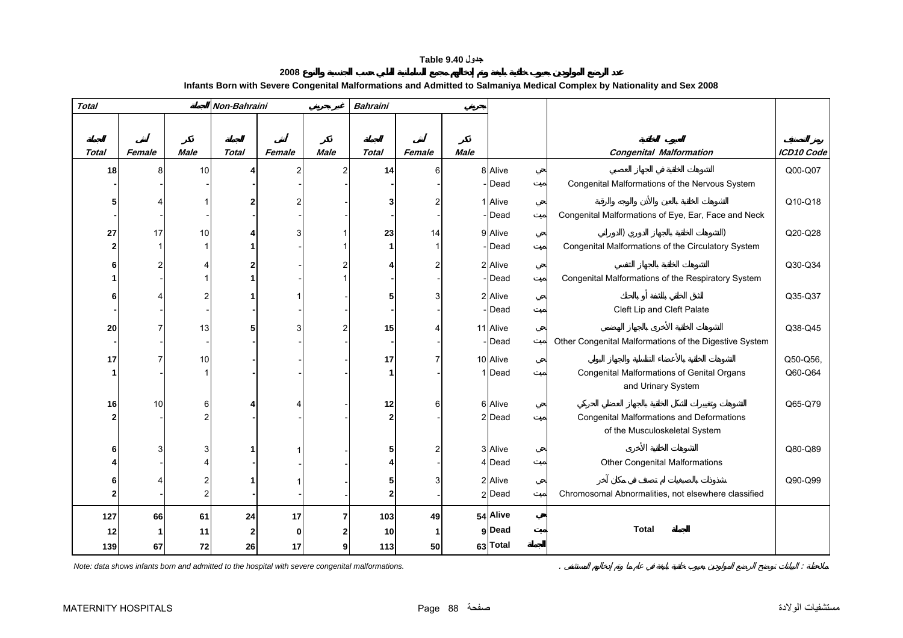# Table 9.40 جدول

## عدد الرضع المولودين بعيوب خلقية بليغة وتم إدخالهم مجمع السلمانية الطبي حسب الجنسية والنوع 2008

## Infants Born with Severe Congenital Malformations and Admitted to Salmaniya Medical Complex by Nationality and Sex 2008

| Total الجملة | | | Non-Bahraini غير بحريني | | | Bahraini بحريني | | | | | | |
|---|---|---|---|---|---|---|---|---|---|---|---|---|
| الجملة Total | أنثى Female | ذكر Male | الجملة Total | أنثى Female | ذكر Male | الجملة Total | أنثى Female | ذكر Male | | | العيوب الخلقية Congenital Malformation | رمز التصنيف ICD10 Code |
| 18 | 8 | 10 | 4 | 2 | 2 | 14 | 6 | 8 | Alive | حي | التشوهات الخلقية في الجهاز العصبي Congenital Malformations of the Nervous System | Q00-Q07 |
| - | - | - | - | - | - | - | - | - | Dead | ميت | | |
| 5 | 4 | 1 | 2 | 2 | - | 3 | 2 | 1 | Alive | حي | التشوهات الخلقية بالعين والأذن والوجه والرقبة Congenital Malformations of Eye, Ear, Face and Neck | Q10-Q18 |
| - | - | - | - | - | - | - | - | - | Dead | ميت | | |
| 27 | 17 | 10 | 4 | 3 | 1 | 23 | 14 | 9 | Alive | حي | التشوهات الخلقية بالجهاز الدوري (الدوراني) Congenital Malformations of the Circulatory System | Q20-Q28 |
| 2 | 1 | 1 | 1 | - | 1 | 1 | 1 | - | Dead | ميت | | |
| 6 | 2 | 4 | 2 | - | 2 | 4 | 2 | 2 | Alive | حي | التشوهات الخلقية بالجهاز التنفسي Congenital Malformations of the Respiratory System | Q30-Q34 |
| 1 | - | 1 | 1 | - | 1 | - | - | - | Dead | ميت | | |
| 6 | 4 | 2 | 1 | 1 | - | 5 | 3 | 2 | Alive | حي | الشق الخلقي بالشفة أو بالحنك Cleft Lip and Cleft Palate | Q35-Q37 |
| - | - | - | - | - | - | - | - | - | Dead | ميت | | |
| 20 | 7 | 13 | 5 | 3 | 2 | 15 | 4 | 11 | Alive | حي | التشوهات الخلقية الأخرى بالجهاز الهضمي Other Congenital Malformations of the Digestive System | Q38-Q45 |
| - | - | - | - | - | - | - | - | - | Dead | ميت | | |
| 17 | 7 | 10 | - | - | - | 17 | 7 | 10 | Alive | حي | التشوهات الخلقية بالأعضاء التناسلية والجهاز البولي Congenital Malformations of Genital Organs and Urinary System | Q50-Q56, |
| 1 | - | 1 | - | - | - | 1 | - | 1 | Dead | ميت | | Q60-Q64 |
| 16 | 10 | 6 | 4 | 4 | - | 12 | 6 | 6 | Alive | حي | التشوهات وتغييرات الشكل الخلقية بالجهاز العضلي الحركي Congenital Malformations and Deformations of the Musculoskeletal System | Q65-Q79 |
| 2 | - | 2 | - | - | - | 2 | - | 2 | Dead | ميت | | |
| 6 | 3 | 3 | 1 | 1 | - | 5 | 2 | 3 | Alive | حي | التشوهات الخلقية الأخرى Other Congenital Malformations | Q80-Q89 |
| 4 | - | 4 | - | - | - | 4 | - | 4 | Dead | ميت | | |
| 6 | 4 | 2 | 1 | 1 | - | 5 | 3 | 2 | Alive | حي | شذوذات بالصبغيات لم تصنف في مكان آخر Chromosomal Abnormalities, not elsewhere classified | Q90-Q99 |
| 2 | - | 2 | - | - | - | 2 | - | 2 | Dead | ميت | | |
| **127** | **66** | **61** | **24** | **17** | **7** | **103** | **49** | **54** | **Alive** | **حي** | **Total الجملة** | |
| **12** | **1** | **11** | **2** | **0** | **2** | **10** | **1** | **9** | **Dead** | **ميت** | | |
| **139** | **67** | **72** | **26** | **17** | **9** | **113** | **50** | **63** | **Total** | **الجملة** | | |

Note: data shows infants born and admitted to the hospital with severe congenital malformations.

ملاحظة : البيانات توضح الرضع المولودين بعيوب خلقية بليغة في عام ما وتم إدخالهم المستشفى .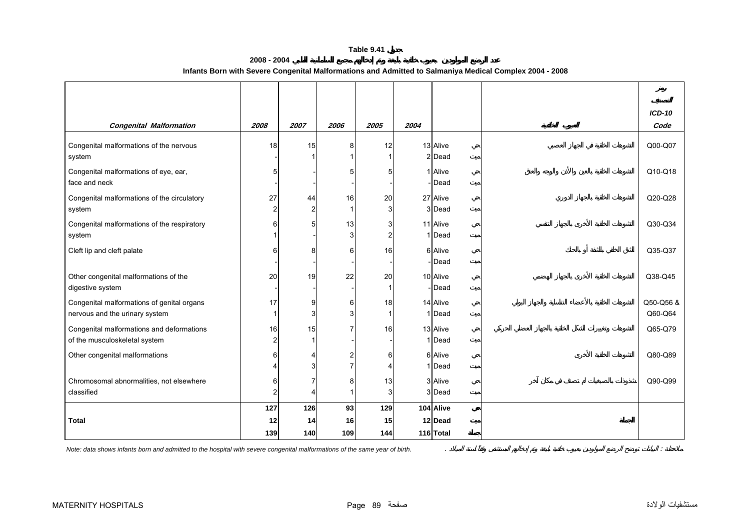# Table 9.41 جدول

## عدد الرضع المولودين بعيوب خلقية بليغة وتم إدخالهم مجمع السلمانية الطبي 2004 - 2008

## Infants Born with Severe Congenital Malformations and Admitted to Salmaniya Medical Complex 2004 - 2008

| Congenital Malformation | 2008 | 2007 | 2006 | 2005 | 2004 | | | العيوب الخلقية | رمز التصنيف ICD-10 Code |
|---|---|---|---|---|---|---|---|---|---|
| Congenital malformations of the nervous system | 18 | 15 | 8 | 12 | 13 | Alive | حي | التشوهات الخلقية في الجهاز العصبي | Q00-Q07 |
| | - | 1 | 1 | 1 | 2 | Dead | ميت | | |
| Congenital malformations of eye, ear, face and neck | 5 | - | 5 | 5 | 1 | Alive | حي | التشوهات الخلقية بالعين والأذن والوجه والعنق | Q10-Q18 |
| | - | - | - | - | - | Dead | ميت | | |
| Congenital malformations of the circulatory system | 27 | 44 | 16 | 20 | 27 | Alive | حي | التشوهات الخلقية بالجهاز الدوري | Q20-Q28 |
| | 2 | 2 | 1 | 3 | 3 | Dead | ميت | | |
| Congenital malformations of the respiratory system | 6 | 5 | 13 | 3 | 11 | Alive | حي | التشوهات الخلقية الأخرى بالجهاز التنفسي | Q30-Q34 |
| | 1 | - | 3 | 2 | 1 | Dead | ميت | | |
| Cleft lip and cleft palate | 6 | 8 | 6 | 16 | 6 | Alive | حي | الشق الخلقي بالشفة أو بالحنك | Q35-Q37 |
| | - | - | - | - | - | Dead | ميت | | |
| Other congenital malformations of the digestive system | 20 | 19 | 22 | 20 | 10 | Alive | حي | التشوهات الخلقية الأخرى بالجهاز الهضمي | Q38-Q45 |
| | - | - | - | 1 | - | Dead | ميت | | |
| Congenital malformations of genital organs nervous and the urinary system | 17 | 9 | 6 | 18 | 14 | Alive | حي | التشوهات الخلقية بالأعضاء التناسلية والجهاز البولي | Q50-Q56 & Q60-Q64 |
| | 1 | 3 | 3 | 1 | 1 | Dead | ميت | | |
| Congenital malformations and deformations of the musculoskeletal system | 16 | 15 | 7 | 16 | 13 | Alive | حي | التشوهات وتغييرات الشكل الخلقية بالجهاز العضلي الحركي | Q65-Q79 |
| | 2 | 1 | - | - | 1 | Dead | ميت | | |
| Other congenital malformations | 6 | 4 | 2 | 6 | 6 | Alive | حي | التشوهات الخلقية الأخرى | Q80-Q89 |
| | 4 | 3 | 7 | 4 | 1 | Dead | ميت | | |
| Chromosomal abnormalities, not elsewhere classified | 6 | 7 | 8 | 13 | 3 | Alive | حي | شذوذات بالصبغيات لم تصنف في مكان آخر | Q90-Q99 |
| | 2 | 4 | 1 | 3 | 3 | Dead | ميت | | |
| **Total** | **127** | **126** | **93** | **129** | **104** | **Alive** | **حي** | **الجملة** | |
| | **12** | **14** | **16** | **15** | **12** | **Dead** | **ميت** | | |
| | **139** | **140** | **109** | **144** | **116** | **Total** | **الجملة** | | |

*Note: data shows infants born and admitted to the hospital with severe congenital malformations of the same year of birth.*

ملاحظة : البيانات توضح الرضع المولودين بعيوب خلقية بليغة وتم إدخالهم المستشفى وفقاً لسنة الميلاد .